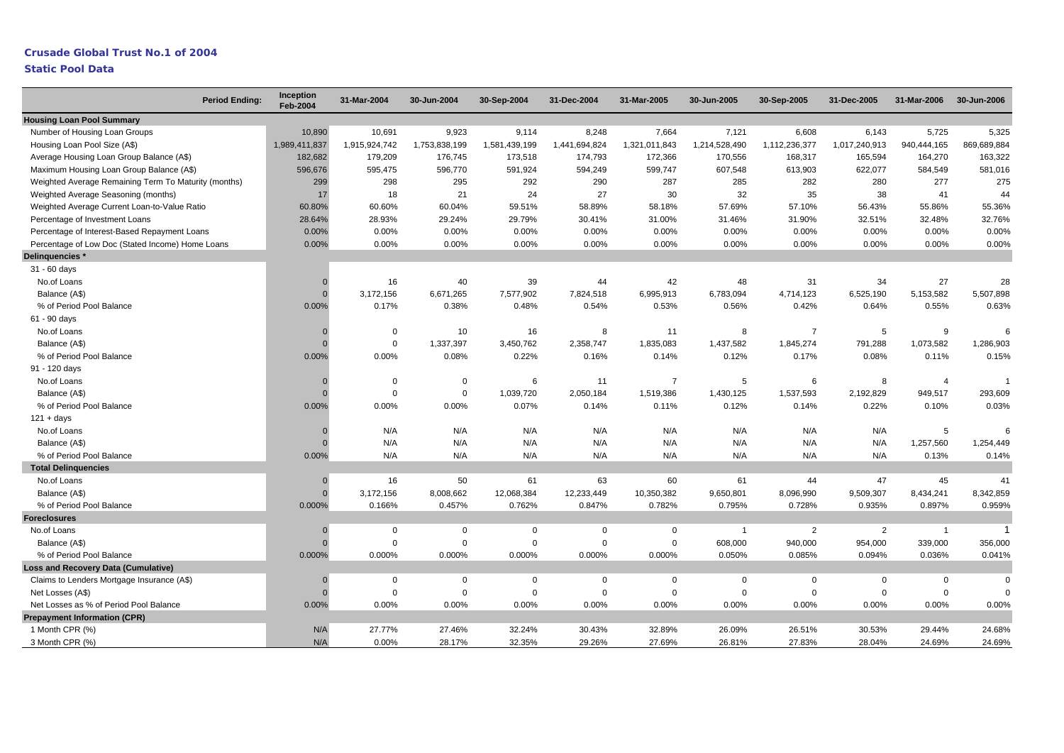# Crusade Global Trust No.1 of 2004

## Static Pool Data

| Period Ending: | Inception Feb-2004 | 31-Mar-2004 | 30-Jun-2004 | 30-Sep-2004 | 31-Dec-2004 | 31-Mar-2005 | 30-Jun-2005 | 30-Sep-2005 | 31-Dec-2005 | 31-Mar-2006 | 30-Jun-2006 |
|---|---|---|---|---|---|---|---|---|---|---|---|
| **Housing Loan Pool Summary** | | | | | | | | | | | |
| Number of Housing Loan Groups | 10,890 | 10,691 | 9,923 | 9,114 | 8,248 | 7,664 | 7,121 | 6,608 | 6,143 | 5,725 | 5,325 |
| Housing Loan Pool Size (A$) | 1,989,411,837 | 1,915,924,742 | 1,753,838,199 | 1,581,439,199 | 1,441,694,824 | 1,321,011,843 | 1,214,528,490 | 1,112,236,377 | 1,017,240,913 | 940,444,165 | 869,689,884 |
| Average Housing Loan Group Balance (A$) | 182,682 | 179,209 | 176,745 | 173,518 | 174,793 | 172,366 | 170,556 | 168,317 | 165,594 | 164,270 | 163,322 |
| Maximum Housing Loan Group Balance (A$) | 596,676 | 595,475 | 596,770 | 591,924 | 594,249 | 599,747 | 607,548 | 613,903 | 622,077 | 584,549 | 581,016 |
| Weighted Average Remaining Term To Maturity (months) | 299 | 298 | 295 | 292 | 290 | 287 | 285 | 282 | 280 | 277 | 275 |
| Weighted Average Seasoning (months) | 17 | 18 | 21 | 24 | 27 | 30 | 32 | 35 | 38 | 41 | 44 |
| Weighted Average Current Loan-to-Value Ratio | 60.80% | 60.60% | 60.04% | 59.51% | 58.89% | 58.18% | 57.69% | 57.10% | 56.43% | 55.86% | 55.36% |
| Percentage of Investment Loans | 28.64% | 28.93% | 29.24% | 29.79% | 30.41% | 31.00% | 31.46% | 31.90% | 32.51% | 32.48% | 32.76% |
| Percentage of Interest-Based Repayment Loans | 0.00% | 0.00% | 0.00% | 0.00% | 0.00% | 0.00% | 0.00% | 0.00% | 0.00% | 0.00% | 0.00% |
| Percentage of Low Doc (Stated Income) Home Loans | 0.00% | 0.00% | 0.00% | 0.00% | 0.00% | 0.00% | 0.00% | 0.00% | 0.00% | 0.00% | 0.00% |
| **Delinquencies *** | | | | | | | | | | | |
| 31 - 60 days | | | | | | | | | | | |
| No.of Loans | 0 | 16 | 40 | 39 | 44 | 42 | 48 | 31 | 34 | 27 | 28 |
| Balance (A$) | 0 | 3,172,156 | 6,671,265 | 7,577,902 | 7,824,518 | 6,995,913 | 6,783,094 | 4,714,123 | 6,525,190 | 5,153,582 | 5,507,898 |
| % of Period Pool Balance | 0.00% | 0.17% | 0.38% | 0.48% | 0.54% | 0.53% | 0.56% | 0.42% | 0.64% | 0.55% | 0.63% |
| 61 - 90 days | | | | | | | | | | | |
| No.of Loans | 0 | 0 | 10 | 16 | 8 | 11 | 8 | 7 | 5 | 9 | 6 |
| Balance (A$) | 0 | 0 | 1,337,397 | 3,450,762 | 2,358,747 | 1,835,083 | 1,437,582 | 1,845,274 | 791,288 | 1,073,582 | 1,286,903 |
| % of Period Pool Balance | 0.00% | 0.00% | 0.08% | 0.22% | 0.16% | 0.14% | 0.12% | 0.17% | 0.08% | 0.11% | 0.15% |
| 91 - 120 days | | | | | | | | | | | |
| No.of Loans | 0 | 0 | 0 | 6 | 11 | 7 | 5 | 6 | 8 | 4 | 1 |
| Balance (A$) | 0 | 0 | 0 | 1,039,720 | 2,050,184 | 1,519,386 | 1,430,125 | 1,537,593 | 2,192,829 | 949,517 | 293,609 |
| % of Period Pool Balance | 0.00% | 0.00% | 0.00% | 0.07% | 0.14% | 0.11% | 0.12% | 0.14% | 0.22% | 0.10% | 0.03% |
| 121 + days | | | | | | | | | | | |
| No.of Loans | 0 | N/A | N/A | N/A | N/A | N/A | N/A | N/A | N/A | 5 | 6 |
| Balance (A$) | 0 | N/A | N/A | N/A | N/A | N/A | N/A | N/A | N/A | 1,257,560 | 1,254,449 |
| % of Period Pool Balance | 0.00% | N/A | N/A | N/A | N/A | N/A | N/A | N/A | N/A | 0.13% | 0.14% |
| **Total Delinquencies** | | | | | | | | | | | |
| No.of Loans | 0 | 16 | 50 | 61 | 63 | 60 | 61 | 44 | 47 | 45 | 41 |
| Balance (A$) | 0 | 3,172,156 | 8,008,662 | 12,068,384 | 12,233,449 | 10,350,382 | 9,650,801 | 8,096,990 | 9,509,307 | 8,434,241 | 8,342,859 |
| % of Period Pool Balance | 0.000% | 0.166% | 0.457% | 0.762% | 0.847% | 0.782% | 0.795% | 0.728% | 0.935% | 0.897% | 0.959% |
| **Foreclosures** | | | | | | | | | | | |
| No.of Loans | 0 | 0 | 0 | 0 | 0 | 0 | 1 | 2 | 2 | 1 | 1 |
| Balance (A$) | 0 | 0 | 0 | 0 | 0 | 0 | 608,000 | 940,000 | 954,000 | 339,000 | 356,000 |
| % of Period Pool Balance | 0.000% | 0.000% | 0.000% | 0.000% | 0.000% | 0.000% | 0.050% | 0.085% | 0.094% | 0.036% | 0.041% |
| **Loss and Recovery Data (Cumulative)** | | | | | | | | | | | |
| Claims to Lenders Mortgage Insurance (A$) | 0 | 0 | 0 | 0 | 0 | 0 | 0 | 0 | 0 | 0 | 0 |
| Net Losses (A$) | 0 | 0 | 0 | 0 | 0 | 0 | 0 | 0 | 0 | 0 | 0 |
| Net Losses as % of Period Pool Balance | 0.00% | 0.00% | 0.00% | 0.00% | 0.00% | 0.00% | 0.00% | 0.00% | 0.00% | 0.00% | 0.00% |
| **Prepayment Information (CPR)** | | | | | | | | | | | |
| 1 Month CPR (%) | N/A | 27.77% | 27.46% | 32.24% | 30.43% | 32.89% | 26.09% | 26.51% | 30.53% | 29.44% | 24.68% |
| 3 Month CPR (%) | N/A | 0.00% | 28.17% | 32.35% | 29.26% | 27.69% | 26.81% | 27.83% | 28.04% | 24.69% | 24.69% |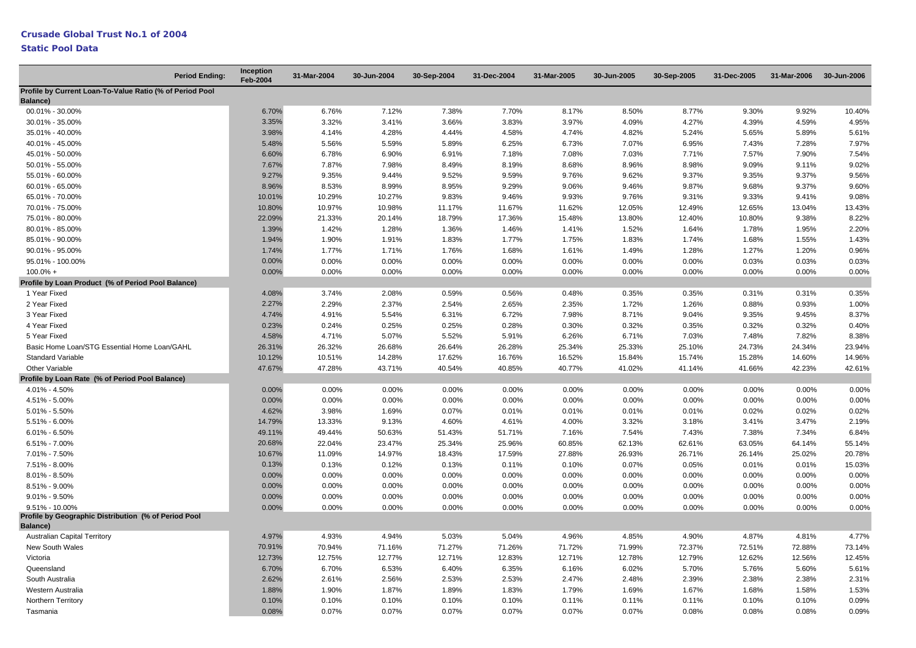# Crusade Global Trust No.1 of 2004

## Static Pool Data

| Period Ending: | Inception Feb-2004 | 31-Mar-2004 | 30-Jun-2004 | 30-Sep-2004 | 31-Dec-2004 | 31-Mar-2005 | 30-Jun-2005 | 30-Sep-2005 | 31-Dec-2005 | 31-Mar-2006 | 30-Jun-2006 |
|---|---|---|---|---|---|---|---|---|---|---|---|
| **Profile by Current Loan-To-Value Ratio (% of Period Pool Balance)** | | | | | | | | | | | |
| 00.01% - 30.00% | 6.70% | 6.76% | 7.12% | 7.38% | 7.70% | 8.17% | 8.50% | 8.77% | 9.30% | 9.92% | 10.40% |
| 30.01% - 35.00% | 3.35% | 3.32% | 3.41% | 3.66% | 3.83% | 3.97% | 4.09% | 4.27% | 4.39% | 4.59% | 4.95% |
| 35.01% - 40.00% | 3.98% | 4.14% | 4.28% | 4.44% | 4.58% | 4.74% | 4.82% | 5.24% | 5.65% | 5.89% | 5.61% |
| 40.01% - 45.00% | 5.48% | 5.56% | 5.59% | 5.89% | 6.25% | 6.73% | 7.07% | 6.95% | 7.43% | 7.28% | 7.97% |
| 45.01% - 50.00% | 6.60% | 6.78% | 6.90% | 6.91% | 7.18% | 7.08% | 7.03% | 7.71% | 7.57% | 7.90% | 7.54% |
| 50.01% - 55.00% | 7.67% | 7.87% | 7.98% | 8.49% | 8.19% | 8.68% | 8.96% | 8.98% | 9.09% | 9.11% | 9.02% |
| 55.01% - 60.00% | 9.27% | 9.35% | 9.44% | 9.52% | 9.59% | 9.76% | 9.62% | 9.37% | 9.35% | 9.37% | 9.56% |
| 60.01% - 65.00% | 8.96% | 8.53% | 8.99% | 8.95% | 9.29% | 9.06% | 9.46% | 9.87% | 9.68% | 9.37% | 9.60% |
| 65.01% - 70.00% | 10.01% | 10.29% | 10.27% | 9.83% | 9.46% | 9.93% | 9.76% | 9.31% | 9.33% | 9.41% | 9.08% |
| 70.01% - 75.00% | 10.80% | 10.97% | 10.98% | 11.17% | 11.67% | 11.62% | 12.05% | 12.49% | 12.65% | 13.04% | 13.43% |
| 75.01% - 80.00% | 22.09% | 21.33% | 20.14% | 18.79% | 17.36% | 15.48% | 13.80% | 12.40% | 10.80% | 9.38% | 8.22% |
| 80.01% - 85.00% | 1.39% | 1.42% | 1.28% | 1.36% | 1.46% | 1.41% | 1.52% | 1.64% | 1.78% | 1.95% | 2.20% |
| 85.01% - 90.00% | 1.94% | 1.90% | 1.91% | 1.83% | 1.77% | 1.75% | 1.83% | 1.74% | 1.68% | 1.55% | 1.43% |
| 90.01% - 95.00% | 1.74% | 1.77% | 1.71% | 1.76% | 1.68% | 1.61% | 1.49% | 1.28% | 1.27% | 1.20% | 0.96% |
| 95.01% - 100.00% | 0.00% | 0.00% | 0.00% | 0.00% | 0.00% | 0.00% | 0.00% | 0.00% | 0.03% | 0.03% | 0.03% |
| 100.0% + | 0.00% | 0.00% | 0.00% | 0.00% | 0.00% | 0.00% | 0.00% | 0.00% | 0.00% | 0.00% | 0.00% |
| **Profile by Loan Product (% of Period Pool Balance)** | | | | | | | | | | | |
| 1 Year Fixed | 4.08% | 3.74% | 2.08% | 0.59% | 0.56% | 0.48% | 0.35% | 0.35% | 0.31% | 0.31% | 0.35% |
| 2 Year Fixed | 2.27% | 2.29% | 2.37% | 2.54% | 2.65% | 2.35% | 1.72% | 1.26% | 0.88% | 0.93% | 1.00% |
| 3 Year Fixed | 4.74% | 4.91% | 5.54% | 6.31% | 6.72% | 7.98% | 8.71% | 9.04% | 9.35% | 9.45% | 8.37% |
| 4 Year Fixed | 0.23% | 0.24% | 0.25% | 0.25% | 0.28% | 0.30% | 0.32% | 0.35% | 0.32% | 0.32% | 0.40% |
| 5 Year Fixed | 4.58% | 4.71% | 5.07% | 5.52% | 5.91% | 6.26% | 6.71% | 7.03% | 7.48% | 7.82% | 8.38% |
| Basic Home Loan/STG Essential Home Loan/GAHL | 26.31% | 26.32% | 26.68% | 26.64% | 26.28% | 25.34% | 25.33% | 25.10% | 24.73% | 24.34% | 23.94% |
| Standard Variable | 10.12% | 10.51% | 14.28% | 17.62% | 16.76% | 16.52% | 15.84% | 15.74% | 15.28% | 14.60% | 14.96% |
| Other Variable | 47.67% | 47.28% | 43.71% | 40.54% | 40.85% | 40.77% | 41.02% | 41.14% | 41.66% | 42.23% | 42.61% |
| **Profile by Loan Rate (% of Period Pool Balance)** | | | | | | | | | | | |
| 4.01% - 4.50% | 0.00% | 0.00% | 0.00% | 0.00% | 0.00% | 0.00% | 0.00% | 0.00% | 0.00% | 0.00% | 0.00% |
| 4.51% - 5.00% | 0.00% | 0.00% | 0.00% | 0.00% | 0.00% | 0.00% | 0.00% | 0.00% | 0.00% | 0.00% | 0.00% |
| 5.01% - 5.50% | 4.62% | 3.98% | 1.69% | 0.07% | 0.01% | 0.01% | 0.01% | 0.01% | 0.02% | 0.02% | 0.02% |
| 5.51% - 6.00% | 14.79% | 13.33% | 9.13% | 4.60% | 4.61% | 4.00% | 3.32% | 3.18% | 3.41% | 3.47% | 2.19% |
| 6.01% - 6.50% | 49.11% | 49.44% | 50.63% | 51.43% | 51.71% | 7.16% | 7.54% | 7.43% | 7.38% | 7.34% | 6.84% |
| 6.51% - 7.00% | 20.68% | 22.04% | 23.47% | 25.34% | 25.96% | 60.85% | 62.13% | 62.61% | 63.05% | 64.14% | 55.14% |
| 7.01% - 7.50% | 10.67% | 11.09% | 14.97% | 18.43% | 17.59% | 27.88% | 26.93% | 26.71% | 26.14% | 25.02% | 20.78% |
| 7.51% - 8.00% | 0.13% | 0.13% | 0.12% | 0.13% | 0.11% | 0.10% | 0.07% | 0.05% | 0.01% | 0.01% | 15.03% |
| 8.01% - 8.50% | 0.00% | 0.00% | 0.00% | 0.00% | 0.00% | 0.00% | 0.00% | 0.00% | 0.00% | 0.00% | 0.00% |
| 8.51% - 9.00% | 0.00% | 0.00% | 0.00% | 0.00% | 0.00% | 0.00% | 0.00% | 0.00% | 0.00% | 0.00% | 0.00% |
| 9.01% - 9.50% | 0.00% | 0.00% | 0.00% | 0.00% | 0.00% | 0.00% | 0.00% | 0.00% | 0.00% | 0.00% | 0.00% |
| 9.51% - 10.00% | 0.00% | 0.00% | 0.00% | 0.00% | 0.00% | 0.00% | 0.00% | 0.00% | 0.00% | 0.00% | 0.00% |
| **Profile by Geographic Distribution (% of Period Pool Balance)** | | | | | | | | | | | |
| Australian Capital Territory | 4.97% | 4.93% | 4.94% | 5.03% | 5.04% | 4.96% | 4.85% | 4.90% | 4.87% | 4.81% | 4.77% |
| New South Wales | 70.91% | 70.94% | 71.16% | 71.27% | 71.26% | 71.72% | 71.99% | 72.37% | 72.51% | 72.88% | 73.14% |
| Victoria | 12.73% | 12.75% | 12.77% | 12.71% | 12.83% | 12.71% | 12.78% | 12.79% | 12.62% | 12.56% | 12.45% |
| Queensland | 6.70% | 6.70% | 6.53% | 6.40% | 6.35% | 6.16% | 6.02% | 5.70% | 5.76% | 5.60% | 5.61% |
| South Australia | 2.62% | 2.61% | 2.56% | 2.53% | 2.53% | 2.47% | 2.48% | 2.39% | 2.38% | 2.38% | 2.31% |
| Western Australia | 1.88% | 1.90% | 1.87% | 1.89% | 1.83% | 1.79% | 1.69% | 1.67% | 1.68% | 1.58% | 1.53% |
| Northern Territory | 0.10% | 0.10% | 0.10% | 0.10% | 0.10% | 0.11% | 0.11% | 0.11% | 0.10% | 0.10% | 0.09% |
| Tasmania | 0.08% | 0.07% | 0.07% | 0.07% | 0.07% | 0.07% | 0.07% | 0.08% | 0.08% | 0.08% | 0.09% |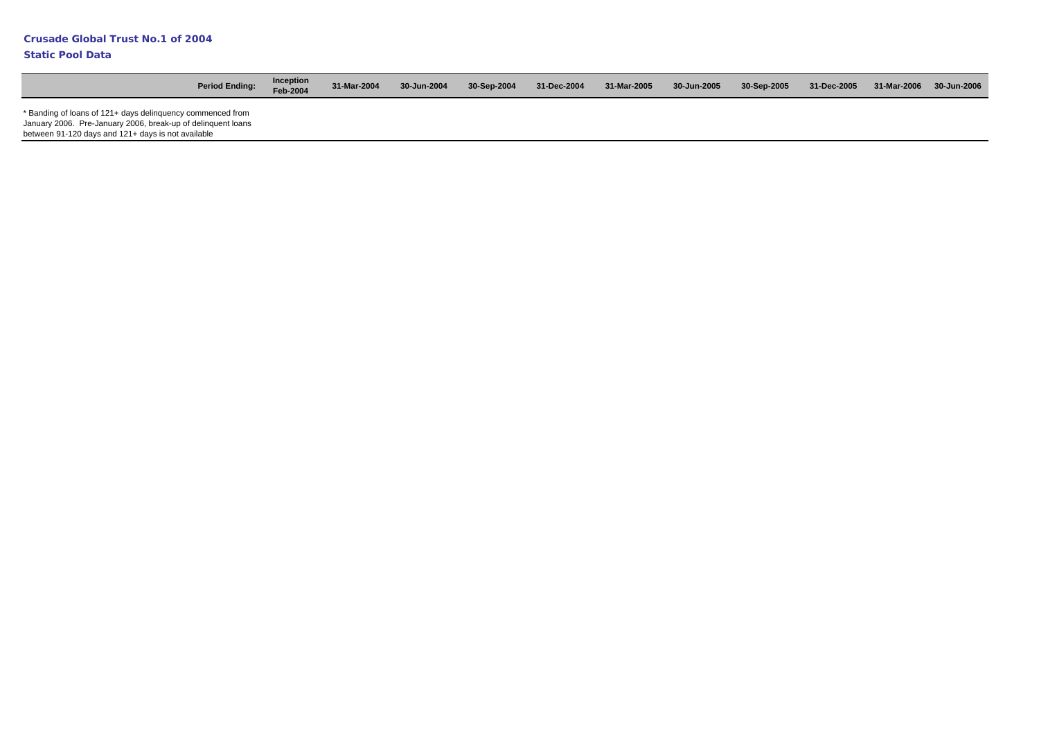**Crusade Global Trust No.1 of 2004**

**Static Pool Data**

| Period Ending: | Inception Feb-2004 | 31-Mar-2004 | 30-Jun-2004 | 30-Sep-2004 | 31-Dec-2004 | 31-Mar-2005 | 30-Jun-2005 | 30-Sep-2005 | 31-Dec-2005 | 31-Mar-2006 | 30-Jun-2006 |
|---|---|---|---|---|---|---|---|---|---|---|---|

* Banding of loans of 121+ days delinquency commenced from January 2006. Pre-January 2006, break-up of delinquent loans between 91-120 days and 121+ days is not available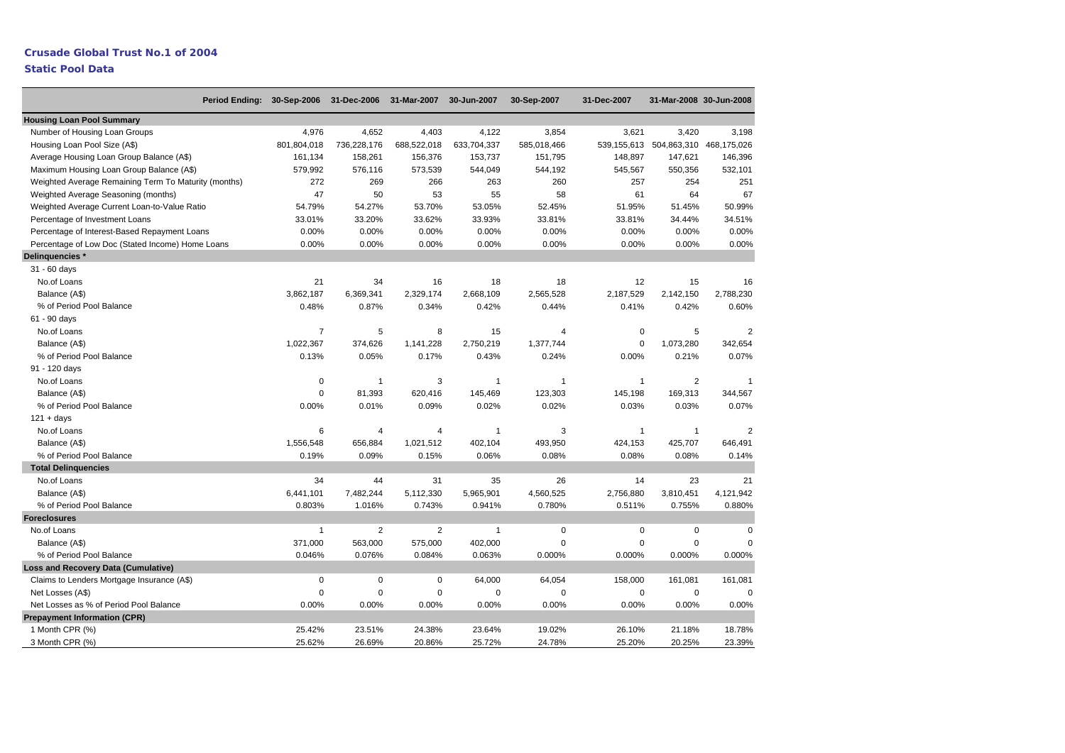## Crusade Global Trust No.1 of 2004

### Static Pool Data

| Period Ending: | 30-Sep-2006 | 31-Dec-2006 | 31-Mar-2007 | 30-Jun-2007 | 30-Sep-2007 | 31-Dec-2007 | 31-Mar-2008 | 30-Jun-2008 |
|---|---|---|---|---|---|---|---|---|
| **Housing Loan Pool Summary** | | | | | | | | |
| Number of Housing Loan Groups | 4,976 | 4,652 | 4,403 | 4,122 | 3,854 | 3,621 | 3,420 | 3,198 |
| Housing Loan Pool Size (A$) | 801,804,018 | 736,228,176 | 688,522,018 | 633,704,337 | 585,018,466 | 539,155,613 | 504,863,310 | 468,175,026 |
| Average Housing Loan Group Balance (A$) | 161,134 | 158,261 | 156,376 | 153,737 | 151,795 | 148,897 | 147,621 | 146,396 |
| Maximum Housing Loan Group Balance (A$) | 579,992 | 576,116 | 573,539 | 544,049 | 544,192 | 545,567 | 550,356 | 532,101 |
| Weighted Average Remaining Term To Maturity (months) | 272 | 269 | 266 | 263 | 260 | 257 | 254 | 251 |
| Weighted Average Seasoning (months) | 47 | 50 | 53 | 55 | 58 | 61 | 64 | 67 |
| Weighted Average Current Loan-to-Value Ratio | 54.79% | 54.27% | 53.70% | 53.05% | 52.45% | 51.95% | 51.45% | 50.99% |
| Percentage of Investment Loans | 33.01% | 33.20% | 33.62% | 33.93% | 33.81% | 33.81% | 34.44% | 34.51% |
| Percentage of Interest-Based Repayment Loans | 0.00% | 0.00% | 0.00% | 0.00% | 0.00% | 0.00% | 0.00% | 0.00% |
| Percentage of Low Doc (Stated Income) Home Loans | 0.00% | 0.00% | 0.00% | 0.00% | 0.00% | 0.00% | 0.00% | 0.00% |
| **Delinquencies *** | | | | | | | | |
| 31 - 60 days | | | | | | | | |
| No.of Loans | 21 | 34 | 16 | 18 | 18 | 12 | 15 | 16 |
| Balance (A$) | 3,862,187 | 6,369,341 | 2,329,174 | 2,668,109 | 2,565,528 | 2,187,529 | 2,142,150 | 2,788,230 |
| % of Period Pool Balance | 0.48% | 0.87% | 0.34% | 0.42% | 0.44% | 0.41% | 0.42% | 0.60% |
| 61 - 90 days | | | | | | | | |
| No.of Loans | 7 | 5 | 8 | 15 | 4 | 0 | 5 | 2 |
| Balance (A$) | 1,022,367 | 374,626 | 1,141,228 | 2,750,219 | 1,377,744 | 0 | 1,073,280 | 342,654 |
| % of Period Pool Balance | 0.13% | 0.05% | 0.17% | 0.43% | 0.24% | 0.00% | 0.21% | 0.07% |
| 91 - 120 days | | | | | | | | |
| No.of Loans | 0 | 1 | 3 | 1 | 1 | 1 | 2 | 1 |
| Balance (A$) | 0 | 81,393 | 620,416 | 145,469 | 123,303 | 145,198 | 169,313 | 344,567 |
| % of Period Pool Balance | 0.00% | 0.01% | 0.09% | 0.02% | 0.02% | 0.03% | 0.03% | 0.07% |
| 121 + days | | | | | | | | |
| No.of Loans | 6 | 4 | 4 | 1 | 3 | 1 | 1 | 2 |
| Balance (A$) | 1,556,548 | 656,884 | 1,021,512 | 402,104 | 493,950 | 424,153 | 425,707 | 646,491 |
| % of Period Pool Balance | 0.19% | 0.09% | 0.15% | 0.06% | 0.08% | 0.08% | 0.08% | 0.14% |
| **Total Delinquencies** | | | | | | | | |
| No.of Loans | 34 | 44 | 31 | 35 | 26 | 14 | 23 | 21 |
| Balance (A$) | 6,441,101 | 7,482,244 | 5,112,330 | 5,965,901 | 4,560,525 | 2,756,880 | 3,810,451 | 4,121,942 |
| % of Period Pool Balance | 0.803% | 1.016% | 0.743% | 0.941% | 0.780% | 0.511% | 0.755% | 0.880% |
| **Foreclosures** | | | | | | | | |
| No.of Loans | 1 | 2 | 2 | 1 | 0 | 0 | 0 | 0 |
| Balance (A$) | 371,000 | 563,000 | 575,000 | 402,000 | 0 | 0 | 0 | 0 |
| % of Period Pool Balance | 0.046% | 0.076% | 0.084% | 0.063% | 0.000% | 0.000% | 0.000% | 0.000% |
| **Loss and Recovery Data (Cumulative)** | | | | | | | | |
| Claims to Lenders Mortgage Insurance (A$) | 0 | 0 | 0 | 64,000 | 64,054 | 158,000 | 161,081 | 161,081 |
| Net Losses (A$) | 0 | 0 | 0 | 0 | 0 | 0 | 0 | 0 |
| Net Losses as % of Period Pool Balance | 0.00% | 0.00% | 0.00% | 0.00% | 0.00% | 0.00% | 0.00% | 0.00% |
| **Prepayment Information (CPR)** | | | | | | | | |
| 1 Month CPR (%) | 25.42% | 23.51% | 24.38% | 23.64% | 19.02% | 26.10% | 21.18% | 18.78% |
| 3 Month CPR (%) | 25.62% | 26.69% | 20.86% | 25.72% | 24.78% | 25.20% | 20.25% | 23.39% |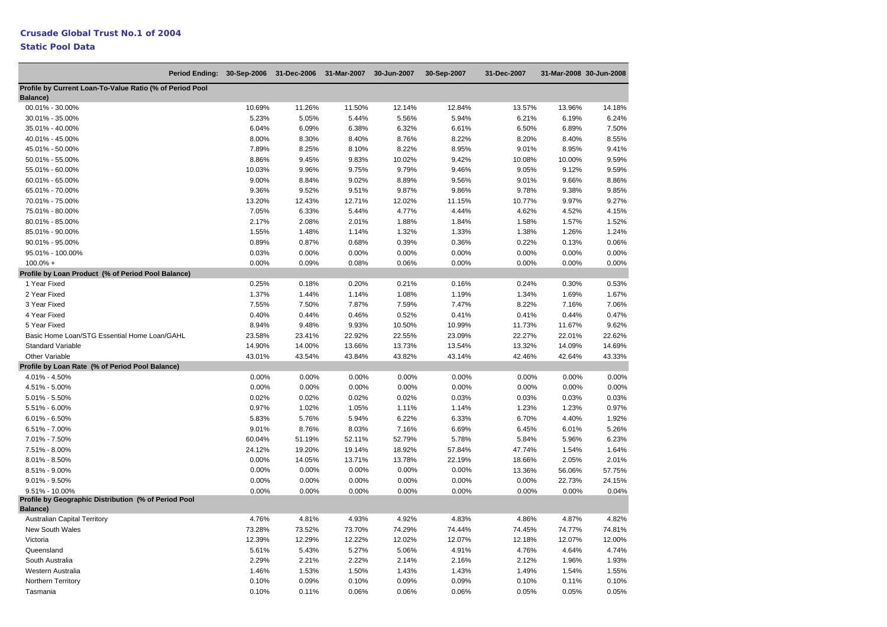# Crusade Global Trust No.1 of 2004

## Static Pool Data

| Period Ending: | 30-Sep-2006 | 31-Dec-2006 | 31-Mar-2007 | 30-Jun-2007 | 30-Sep-2007 | 31-Dec-2007 | 31-Mar-2008 | 30-Jun-2008 |
|---|---|---|---|---|---|---|---|---|
| **Profile by Current Loan-To-Value Ratio (% of Period Pool Balance)** | | | | | | | | |
| 00.01% - 30.00% | 10.69% | 11.26% | 11.50% | 12.14% | 12.84% | 13.57% | 13.96% | 14.18% |
| 30.01% - 35.00% | 5.23% | 5.05% | 5.44% | 5.56% | 5.94% | 6.21% | 6.19% | 6.24% |
| 35.01% - 40.00% | 6.04% | 6.09% | 6.38% | 6.32% | 6.61% | 6.50% | 6.89% | 7.50% |
| 40.01% - 45.00% | 8.00% | 8.30% | 8.40% | 8.76% | 8.22% | 8.20% | 8.40% | 8.55% |
| 45.01% - 50.00% | 7.89% | 8.25% | 8.10% | 8.22% | 8.95% | 9.01% | 8.95% | 9.41% |
| 50.01% - 55.00% | 8.86% | 9.45% | 9.83% | 10.02% | 9.42% | 10.08% | 10.00% | 9.59% |
| 55.01% - 60.00% | 10.03% | 9.96% | 9.75% | 9.79% | 9.46% | 9.05% | 9.12% | 9.59% |
| 60.01% - 65.00% | 9.00% | 8.84% | 9.02% | 8.89% | 9.56% | 9.01% | 9.66% | 8.86% |
| 65.01% - 70.00% | 9.36% | 9.52% | 9.51% | 9.87% | 9.86% | 9.78% | 9.38% | 9.85% |
| 70.01% - 75.00% | 13.20% | 12.43% | 12.71% | 12.02% | 11.15% | 10.77% | 9.97% | 9.27% |
| 75.01% - 80.00% | 7.05% | 6.33% | 5.44% | 4.77% | 4.44% | 4.62% | 4.52% | 4.15% |
| 80.01% - 85.00% | 2.17% | 2.08% | 2.01% | 1.88% | 1.84% | 1.58% | 1.57% | 1.52% |
| 85.01% - 90.00% | 1.55% | 1.48% | 1.14% | 1.32% | 1.33% | 1.38% | 1.26% | 1.24% |
| 90.01% - 95.00% | 0.89% | 0.87% | 0.68% | 0.39% | 0.36% | 0.22% | 0.13% | 0.06% |
| 95.01% - 100.00% | 0.03% | 0.00% | 0.00% | 0.00% | 0.00% | 0.00% | 0.00% | 0.00% |
| 100.0% + | 0.00% | 0.09% | 0.08% | 0.06% | 0.00% | 0.00% | 0.00% | 0.00% |
| **Profile by Loan Product (% of Period Pool Balance)** | | | | | | | | |
| 1 Year Fixed | 0.25% | 0.18% | 0.20% | 0.21% | 0.16% | 0.24% | 0.30% | 0.53% |
| 2 Year Fixed | 1.37% | 1.44% | 1.14% | 1.08% | 1.19% | 1.34% | 1.69% | 1.67% |
| 3 Year Fixed | 7.55% | 7.50% | 7.87% | 7.59% | 7.47% | 8.22% | 7.16% | 7.06% |
| 4 Year Fixed | 0.40% | 0.44% | 0.46% | 0.52% | 0.41% | 0.41% | 0.44% | 0.47% |
| 5 Year Fixed | 8.94% | 9.48% | 9.93% | 10.50% | 10.99% | 11.73% | 11.67% | 9.62% |
| Basic Home Loan/STG Essential Home Loan/GAHL | 23.58% | 23.41% | 22.92% | 22.55% | 23.09% | 22.27% | 22.01% | 22.62% |
| Standard Variable | 14.90% | 14.00% | 13.66% | 13.73% | 13.54% | 13.32% | 14.09% | 14.69% |
| Other Variable | 43.01% | 43.54% | 43.84% | 43.82% | 43.14% | 42.46% | 42.64% | 43.33% |
| **Profile by Loan Rate (% of Period Pool Balance)** | | | | | | | | |
| 4.01% - 4.50% | 0.00% | 0.00% | 0.00% | 0.00% | 0.00% | 0.00% | 0.00% | 0.00% |
| 4.51% - 5.00% | 0.00% | 0.00% | 0.00% | 0.00% | 0.00% | 0.00% | 0.00% | 0.00% |
| 5.01% - 5.50% | 0.02% | 0.02% | 0.02% | 0.02% | 0.03% | 0.03% | 0.03% | 0.03% |
| 5.51% - 6.00% | 0.97% | 1.02% | 1.05% | 1.11% | 1.14% | 1.23% | 1.23% | 0.97% |
| 6.01% - 6.50% | 5.83% | 5.76% | 5.94% | 6.22% | 6.33% | 6.70% | 4.40% | 1.92% |
| 6.51% - 7.00% | 9.01% | 8.76% | 8.03% | 7.16% | 6.69% | 6.45% | 6.01% | 5.26% |
| 7.01% - 7.50% | 60.04% | 51.19% | 52.11% | 52.79% | 5.78% | 5.84% | 5.96% | 6.23% |
| 7.51% - 8.00% | 24.12% | 19.20% | 19.14% | 18.92% | 57.84% | 47.74% | 1.54% | 1.64% |
| 8.01% - 8.50% | 0.00% | 14.05% | 13.71% | 13.78% | 22.19% | 18.66% | 2.05% | 2.01% |
| 8.51% - 9.00% | 0.00% | 0.00% | 0.00% | 0.00% | 0.00% | 13.36% | 56.06% | 57.75% |
| 9.01% - 9.50% | 0.00% | 0.00% | 0.00% | 0.00% | 0.00% | 0.00% | 22.73% | 24.15% |
| 9.51% - 10.00% | 0.00% | 0.00% | 0.00% | 0.00% | 0.00% | 0.00% | 0.00% | 0.04% |
| **Profile by Geographic Distribution (% of Period Pool Balance)** | | | | | | | | |
| Australian Capital Territory | 4.76% | 4.81% | 4.93% | 4.92% | 4.83% | 4.86% | 4.87% | 4.82% |
| New South Wales | 73.28% | 73.52% | 73.70% | 74.29% | 74.44% | 74.45% | 74.77% | 74.81% |
| Victoria | 12.39% | 12.29% | 12.22% | 12.02% | 12.07% | 12.18% | 12.07% | 12.00% |
| Queensland | 5.61% | 5.43% | 5.27% | 5.06% | 4.91% | 4.76% | 4.64% | 4.74% |
| South Australia | 2.29% | 2.21% | 2.22% | 2.14% | 2.16% | 2.12% | 1.96% | 1.93% |
| Western Australia | 1.46% | 1.53% | 1.50% | 1.43% | 1.43% | 1.49% | 1.54% | 1.55% |
| Northern Territory | 0.10% | 0.09% | 0.10% | 0.09% | 0.09% | 0.10% | 0.11% | 0.10% |
| Tasmania | 0.10% | 0.11% | 0.06% | 0.06% | 0.06% | 0.05% | 0.05% | 0.05% |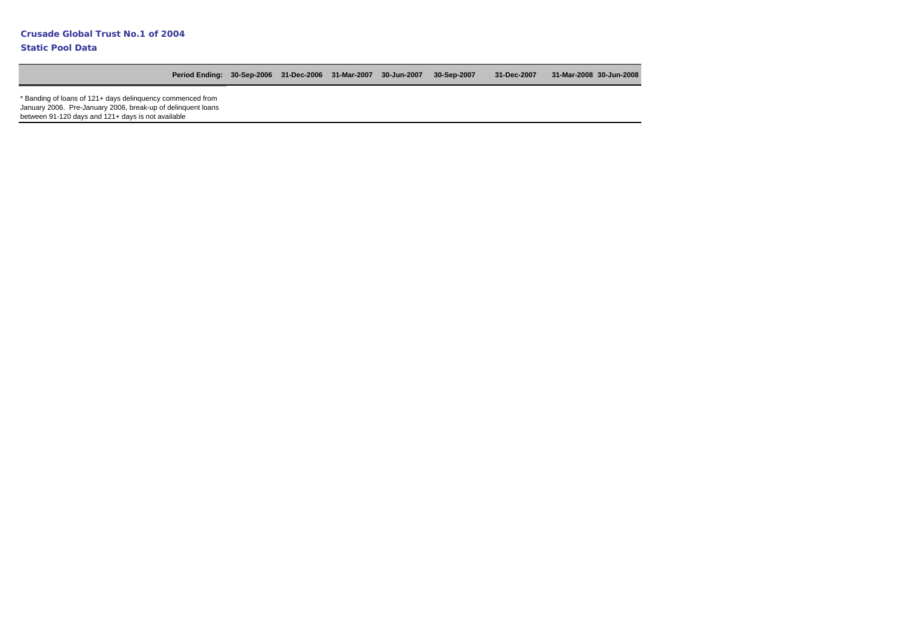**Crusade Global Trust No.1 of 2004**

**Static Pool Data**

| Period Ending: | 30-Sep-2006 | 31-Dec-2006 | 31-Mar-2007 | 30-Jun-2007 | 30-Sep-2007 | 31-Dec-2007 | 31-Mar-2008 | 30-Jun-2008 |
|---|---|---|---|---|---|---|---|---|

* Banding of loans of 121+ days delinquency commenced from January 2006. Pre-January 2006, break-up of delinquent loans between 91-120 days and 121+ days is not available